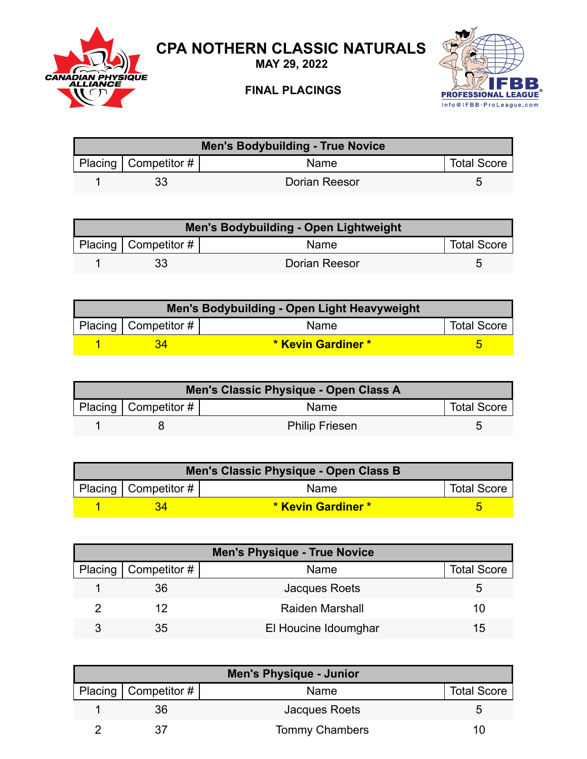# CPA NOTHERN CLASSIC NATURALS

**MAY 29, 2022**

**FINAL PLACINGS**

| **Men's Bodybuilding - True Novice** | | | |
|---|---|---|---|
| Placing | Competitor # | Name | Total Score |
| 1 | 33 | Dorian Reesor | 5 |

| **Men's Bodybuilding - Open Lightweight** | | | |
|---|---|---|---|
| Placing | Competitor # | Name | Total Score |
| 1 | 33 | Dorian Reesor | 5 |

| **Men's Bodybuilding - Open Light Heavyweight** | | | |
|---|---|---|---|
| Placing | Competitor # | Name | Total Score |
| 1 | 34 | **\* Kevin Gardiner \*** | 5 |

| **Men's Classic Physique - Open Class A** | | | |
|---|---|---|---|
| Placing | Competitor # | Name | Total Score |
| 1 | 8 | Philip Friesen | 5 |

| **Men's Classic Physique - Open Class B** | | | |
|---|---|---|---|
| Placing | Competitor # | Name | Total Score |
| 1 | 34 | **\* Kevin Gardiner \*** | 5 |

| **Men's Physique - True Novice** | | | |
|---|---|---|---|
| Placing | Competitor # | Name | Total Score |
| 1 | 36 | Jacques Roets | 5 |
| 2 | 12 | Raiden Marshall | 10 |
| 3 | 35 | El Houcine Idoumghar | 15 |

| **Men's Physique - Junior** | | | |
|---|---|---|---|
| Placing | Competitor # | Name | Total Score |
| 1 | 36 | Jacques Roets | 5 |
| 2 | 37 | Tommy Chambers | 10 |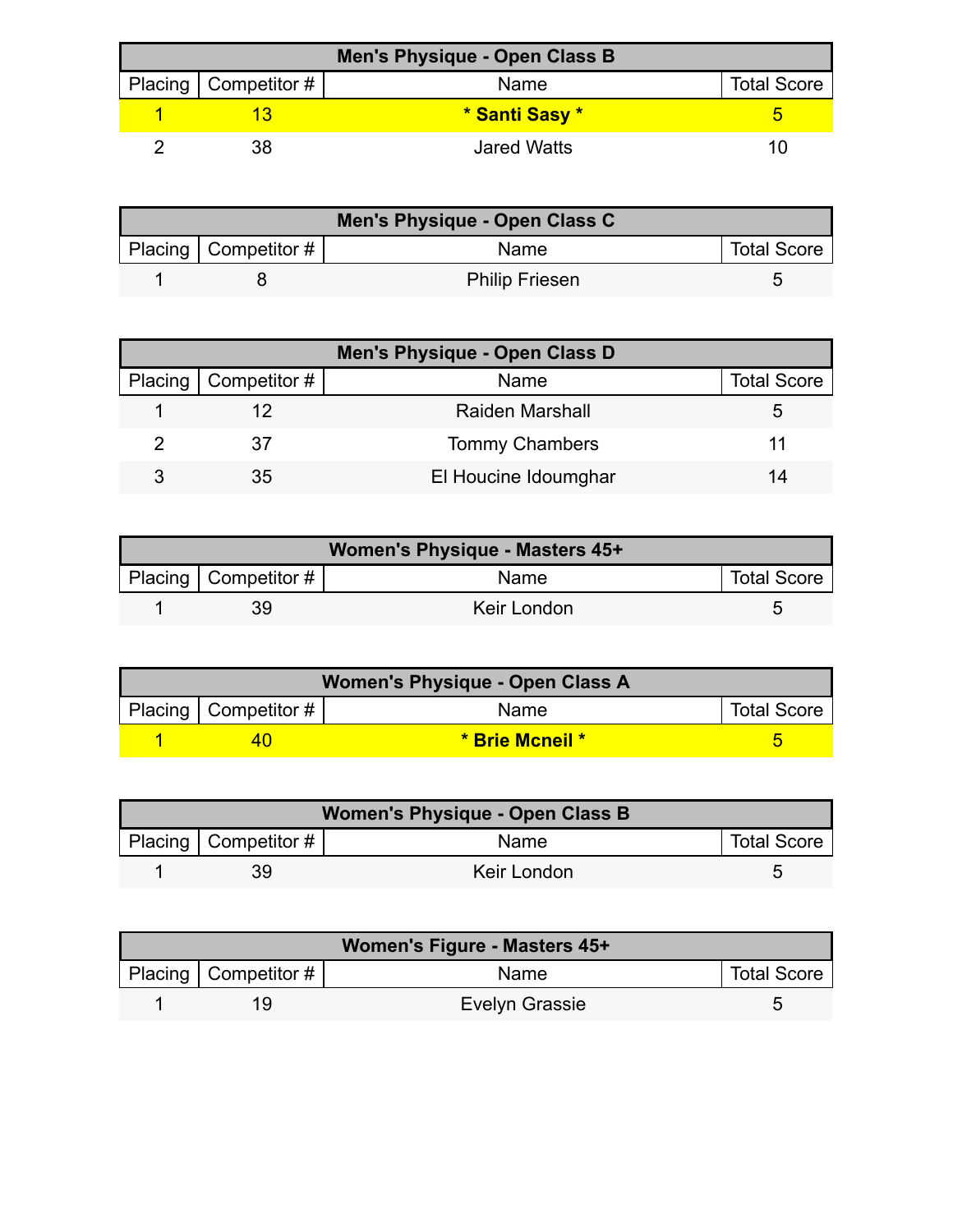| Men's Physique - Open Class B | | | |
|---|---|---|---|
| Placing | Competitor # | Name | Total Score |
| 1 | 13 | **\* Santi Sasy \*** | 5 |
| 2 | 38 | Jared Watts | 10 |

| Men's Physique - Open Class C | | | |
|---|---|---|---|
| Placing | Competitor # | Name | Total Score |
| 1 | 8 | Philip Friesen | 5 |

| Men's Physique - Open Class D | | | |
|---|---|---|---|
| Placing | Competitor # | Name | Total Score |
| 1 | 12 | Raiden Marshall | 5 |
| 2 | 37 | Tommy Chambers | 11 |
| 3 | 35 | El Houcine Idoumghar | 14 |

| Women's Physique - Masters 45+ | | | |
|---|---|---|---|
| Placing | Competitor # | Name | Total Score |
| 1 | 39 | Keir London | 5 |

| Women's Physique - Open Class A | | | |
|---|---|---|---|
| Placing | Competitor # | Name | Total Score |
| 1 | 40 | **\* Brie Mcneil \*** | 5 |

| Women's Physique - Open Class B | | | |
|---|---|---|---|
| Placing | Competitor # | Name | Total Score |
| 1 | 39 | Keir London | 5 |

| Women's Figure - Masters 45+ | | | |
|---|---|---|---|
| Placing | Competitor # | Name | Total Score |
| 1 | 19 | Evelyn Grassie | 5 |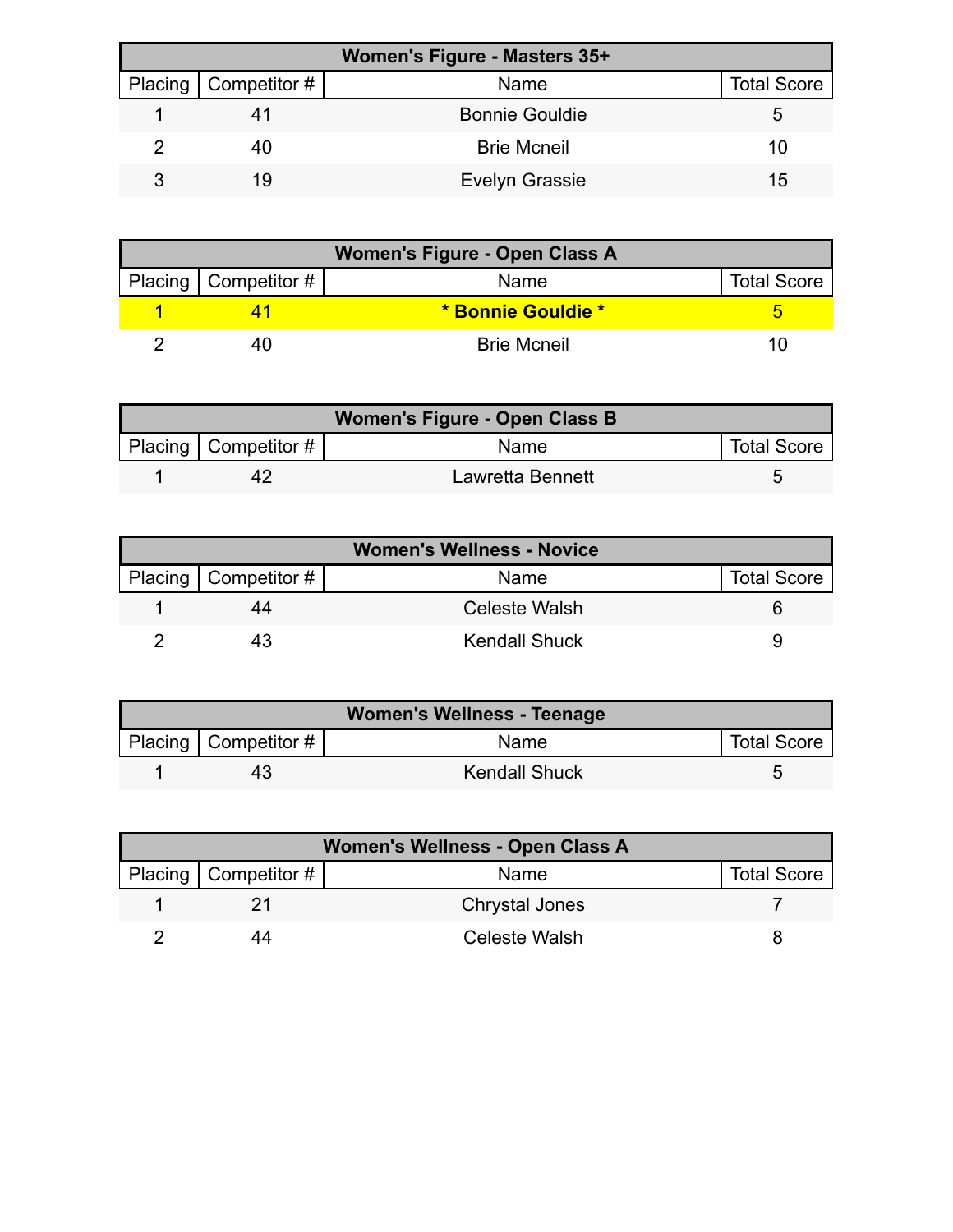| Women's Figure - Masters 35+ | | | |
|---|---|---|---|
| Placing | Competitor # | Name | Total Score |
| 1 | 41 | Bonnie Gouldie | 5 |
| 2 | 40 | Brie Mcneil | 10 |
| 3 | 19 | Evelyn Grassie | 15 |

| Women's Figure - Open Class A | | | |
|---|---|---|---|
| Placing | Competitor # | Name | Total Score |
| **1** | **41** | *** Bonnie Gouldie *** | **5** |
| 2 | 40 | Brie Mcneil | 10 |

| Women's Figure - Open Class B | | | |
|---|---|---|---|
| Placing | Competitor # | Name | Total Score |
| 1 | 42 | Lawretta Bennett | 5 |

| Women's Wellness - Novice | | | |
|---|---|---|---|
| Placing | Competitor # | Name | Total Score |
| 1 | 44 | Celeste Walsh | 6 |
| 2 | 43 | Kendall Shuck | 9 |

| Women's Wellness - Teenage | | | |
|---|---|---|---|
| Placing | Competitor # | Name | Total Score |
| 1 | 43 | Kendall Shuck | 5 |

| Women's Wellness - Open Class A | | | |
|---|---|---|---|
| Placing | Competitor # | Name | Total Score |
| 1 | 21 | Chrystal Jones | 7 |
| 2 | 44 | Celeste Walsh | 8 |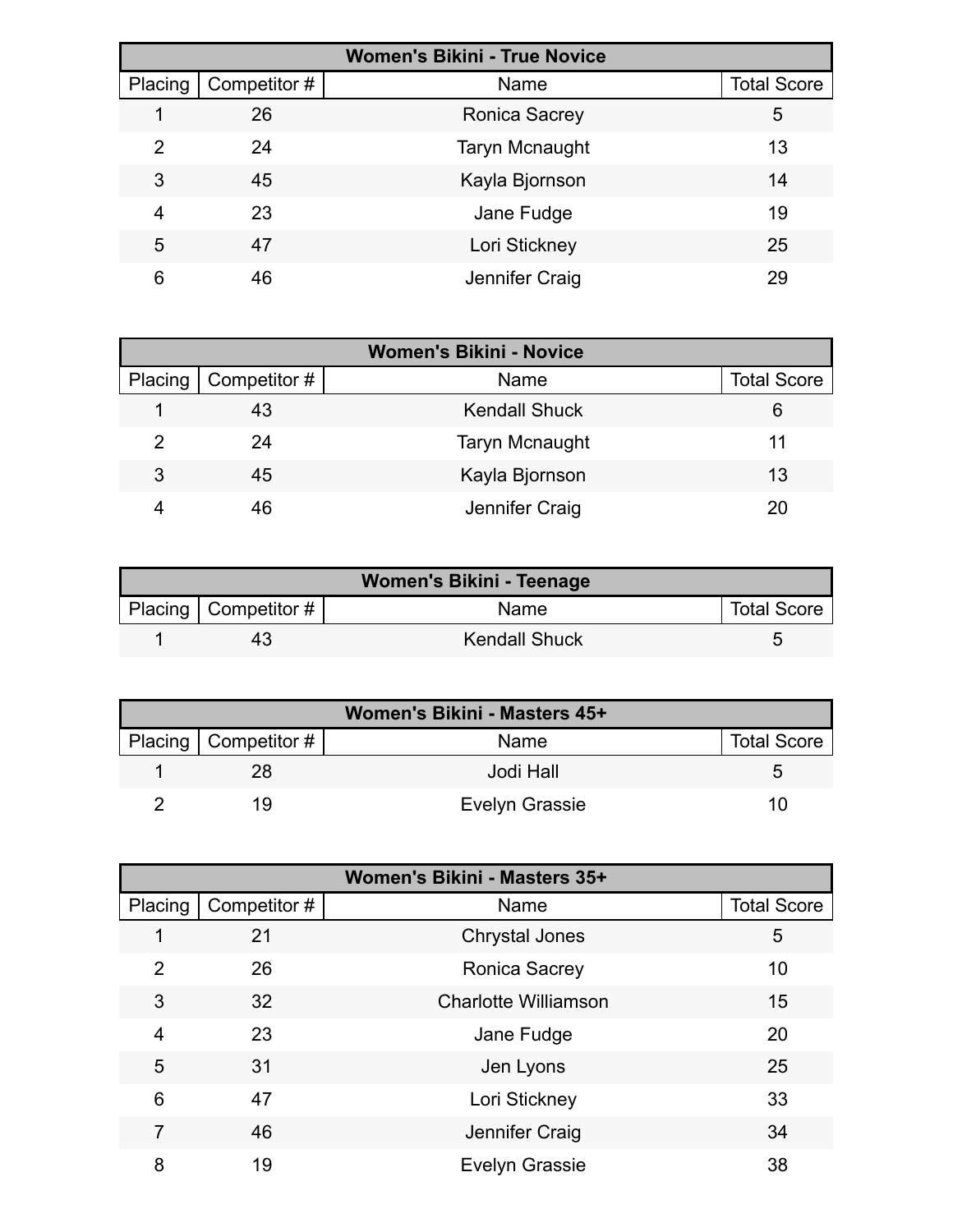| Women's Bikini - True Novice | | | |
|---|---|---|---|
| Placing | Competitor # | Name | Total Score |
| 1 | 26 | Ronica Sacrey | 5 |
| 2 | 24 | Taryn Mcnaught | 13 |
| 3 | 45 | Kayla Bjornson | 14 |
| 4 | 23 | Jane Fudge | 19 |
| 5 | 47 | Lori Stickney | 25 |
| 6 | 46 | Jennifer Craig | 29 |

| Women's Bikini - Novice | | | |
|---|---|---|---|
| Placing | Competitor # | Name | Total Score |
| 1 | 43 | Kendall Shuck | 6 |
| 2 | 24 | Taryn Mcnaught | 11 |
| 3 | 45 | Kayla Bjornson | 13 |
| 4 | 46 | Jennifer Craig | 20 |

| Women's Bikini - Teenage | | | |
|---|---|---|---|
| Placing | Competitor # | Name | Total Score |
| 1 | 43 | Kendall Shuck | 5 |

| Women's Bikini - Masters 45+ | | | |
|---|---|---|---|
| Placing | Competitor # | Name | Total Score |
| 1 | 28 | Jodi Hall | 5 |
| 2 | 19 | Evelyn Grassie | 10 |

| Women's Bikini - Masters 35+ | | | |
|---|---|---|---|
| Placing | Competitor # | Name | Total Score |
| 1 | 21 | Chrystal Jones | 5 |
| 2 | 26 | Ronica Sacrey | 10 |
| 3 | 32 | Charlotte Williamson | 15 |
| 4 | 23 | Jane Fudge | 20 |
| 5 | 31 | Jen Lyons | 25 |
| 6 | 47 | Lori Stickney | 33 |
| 7 | 46 | Jennifer Craig | 34 |
| 8 | 19 | Evelyn Grassie | 38 |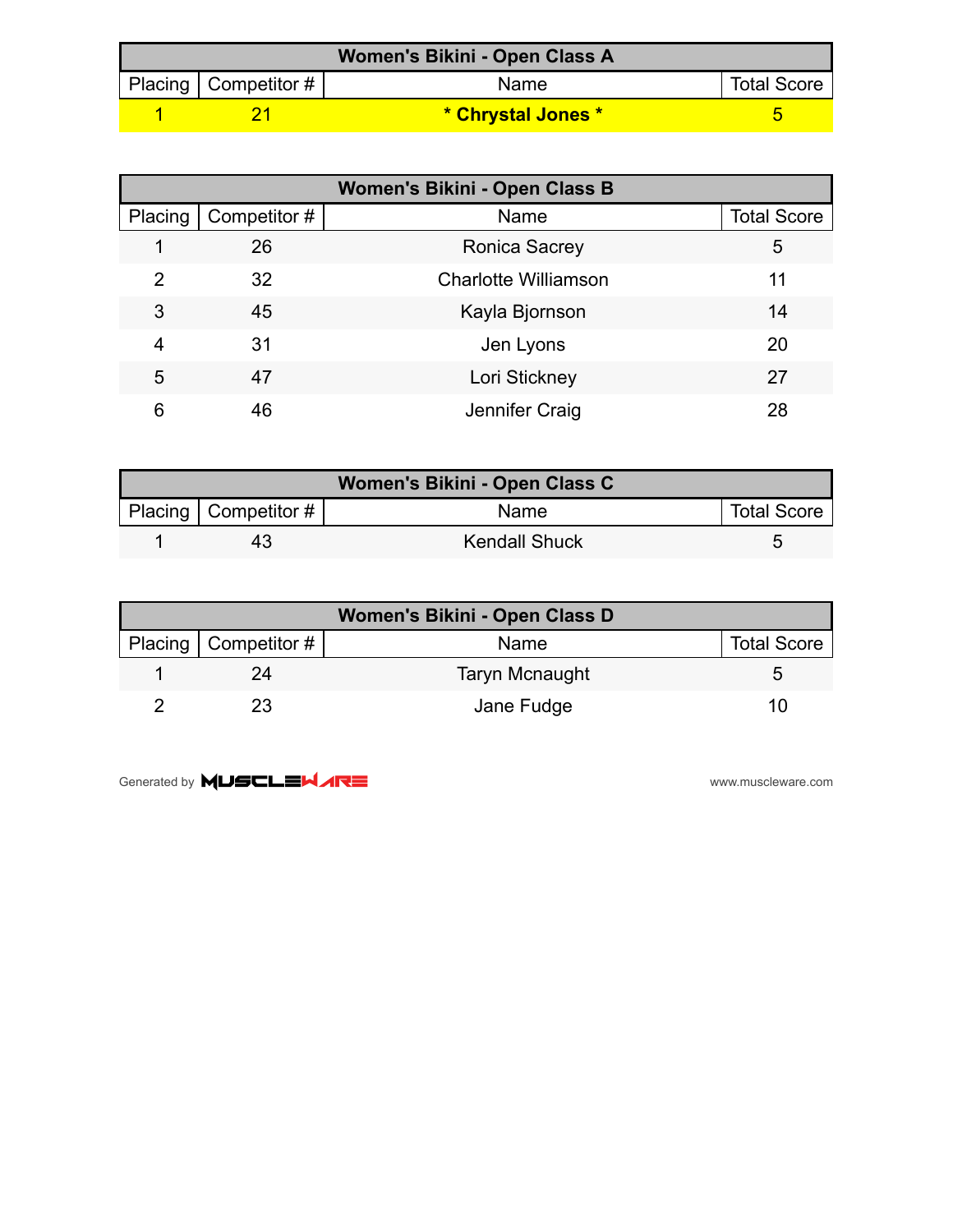| Women's Bikini - Open Class A | | | |
|---|---|---|---|
| Placing | Competitor # | Name | Total Score |
| 1 | 21 | **\* Chrystal Jones \*** | 5 |

| Women's Bikini - Open Class B | | | |
|---|---|---|---|
| Placing | Competitor # | Name | Total Score |
| 1 | 26 | Ronica Sacrey | 5 |
| 2 | 32 | Charlotte Williamson | 11 |
| 3 | 45 | Kayla Bjornson | 14 |
| 4 | 31 | Jen Lyons | 20 |
| 5 | 47 | Lori Stickney | 27 |
| 6 | 46 | Jennifer Craig | 28 |

| Women's Bikini - Open Class C | | | |
|---|---|---|---|
| Placing | Competitor # | Name | Total Score |
| 1 | 43 | Kendall Shuck | 5 |

| Women's Bikini - Open Class D | | | |
|---|---|---|---|
| Placing | Competitor # | Name | Total Score |
| 1 | 24 | Taryn Mcnaught | 5 |
| 2 | 23 | Jane Fudge | 10 |

Generated by MUSCLEWARE www.muscleware.com